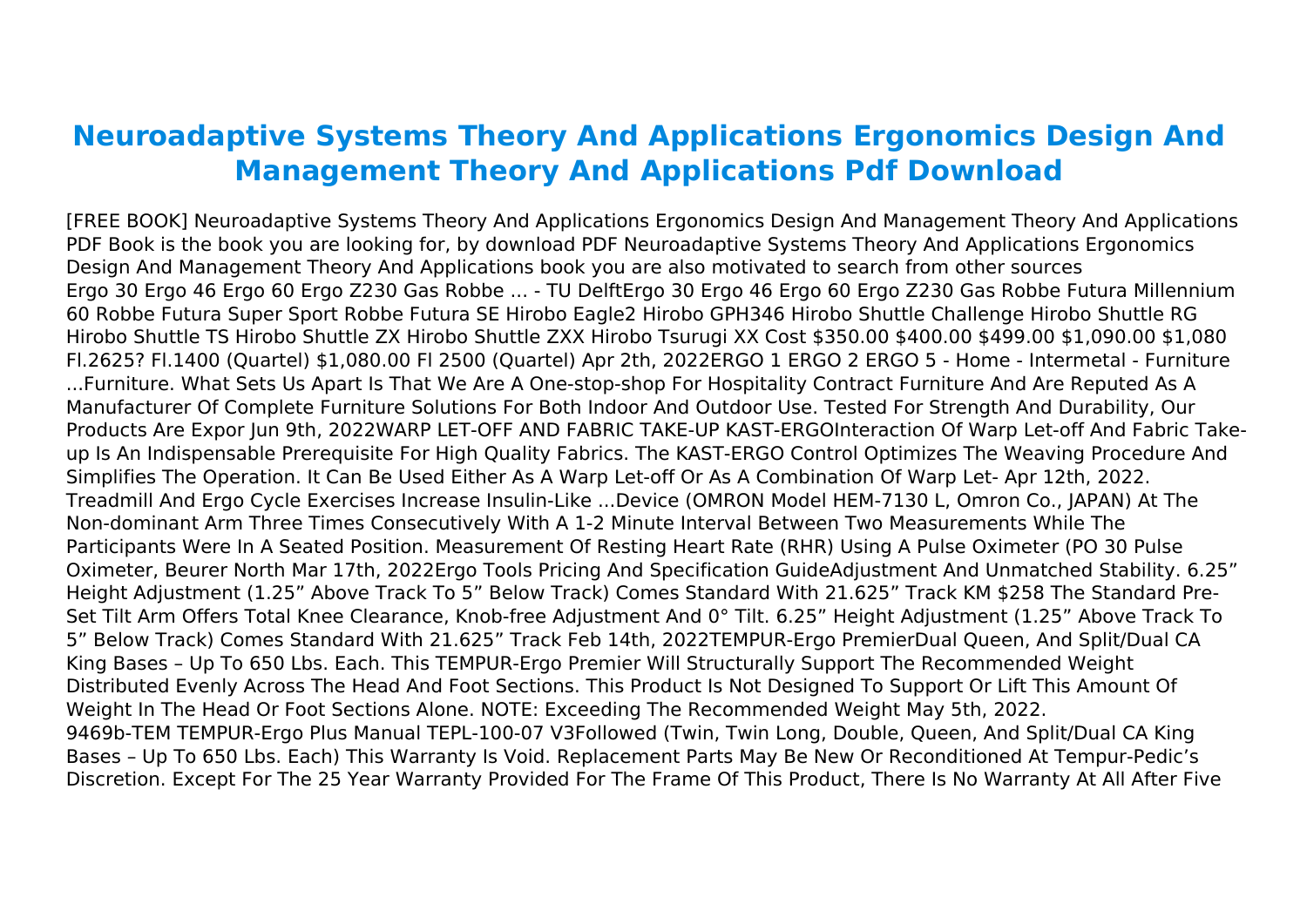# Neuroadaptive Systems Theory And Applications Ergonomics Design And Management Theory And Applications Pdf Download

[FREE BOOK] Neuroadaptive Systems Theory And Applications Ergonomics Design And Management Theory And Applications PDF Book is the book you are looking for, by download PDF Neuroadaptive Systems Theory And Applications Ergonomics Design And Management Theory And Applications book you are also motivated to search from other sources

Ergo 30 Ergo 46 Ergo 60 Ergo Z230 Gas Robbe ... - TU DelftErgo 30 Ergo 46 Ergo 60 Ergo Z230 Gas Robbe Futura Millennium 60 Robbe Futura Super Sport Robbe Futura SE Hirobo Eagle2 Hirobo GPH346 Hirobo Shuttle Challenge Hirobo Shuttle RG Hirobo Shuttle TS Hirobo Shuttle ZX Hirobo Shuttle ZXX Hirobo Tsurugi XX Cost $350.00 $400.00 $499.00 $1,090.00 $1,080 Fl.2625? Fl.1400 (Quartel) $1,080.00 Fl 2500 (Quartel) Apr 2th, 2022ERGO 1 ERGO 2 ERGO 5 - Home - Intermetal - Furniture ...Furniture. What Sets Us Apart Is That We Are A One-stop-shop For Hospitality Contract Furniture And Are Reputed As A Manufacturer Of Complete Furniture Solutions For Both Indoor And Outdoor Use. Tested For Strength And Durability, Our Products Are Expor Jun 9th, 2022WARP LET-OFF AND FABRIC TAKE-UP KAST-ERGOInteraction Of Warp Let-off And Fabric Take-up Is An Indispensable Prerequisite For High Quality Fabrics. The KAST-ERGO Control Optimizes The Weaving Procedure And Simplifies The Operation. It Can Be Used Either As A Warp Let-off Or As A Combination Of Warp Let- Apr 12th, 2022.

Treadmill And Ergo Cycle Exercises Increase Insulin-Like ...Device (OMRON Model HEM-7130 L, Omron Co., JAPAN) At The Non-dominant Arm Three Times Consecutively With A 1-2 Minute Interval Between Two Measurements While The Participants Were In A Seated Position. Measurement Of Resting Heart Rate (RHR) Using A Pulse Oximeter (PO 30 Pulse Oximeter, Beurer North Mar 17th, 2022Ergo Tools Pricing And Specification GuideAdjustment And Unmatched Stability. 6.25" Height Adjustment (1.25" Above Track To 5" Below Track) Comes Standard With 21.625" Track KM $258 The Standard Pre-Set Tilt Arm Offers Total Knee Clearance, Knob-free Adjustment And 0° Tilt. 6.25" Height Adjustment (1.25" Above Track To 5" Below Track) Comes Standard With 21.625" Track Feb 14th, 2022TEMPUR-Ergo PremierDual Queen, And Split/Dual CA King Bases – Up To 650 Lbs. Each. This TEMPUR-Ergo Premier Will Structurally Support The Recommended Weight Distributed Evenly Across The Head And Foot Sections. This Product Is Not Designed To Support Or Lift This Amount Of Weight In The Head Or Foot Sections Alone. NOTE: Exceeding The Recommended Weight May 5th, 2022.

9469b-TEM TEMPUR-Ergo Plus Manual TEPL-100-07 V3Followed (Twin, Twin Long, Double, Queen, And Split/Dual CA King Bases – Up To 650 Lbs. Each) This Warranty Is Void. Replacement Parts May Be New Or Reconditioned At Tempur-Pedic's Discretion. Except For The 25 Year Warranty Provided For The Frame Of This Product, There Is No Warranty At All After Five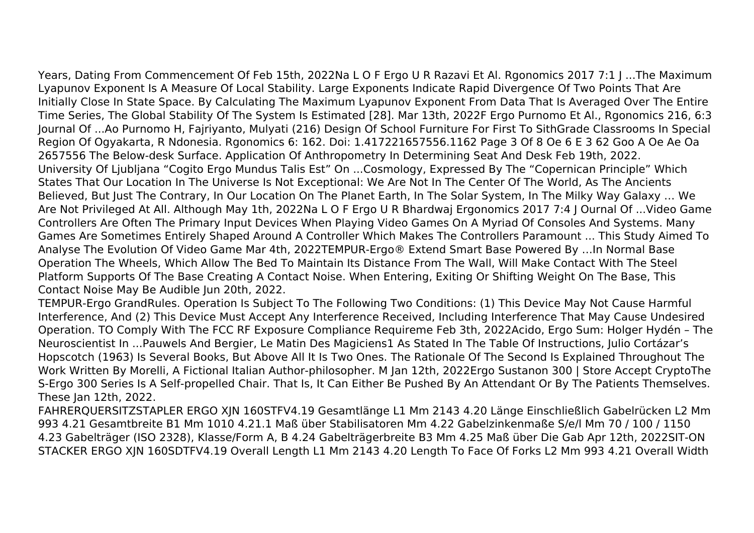Years, Dating From Commencement Of Feb 15th, 2022Na L O F Ergo U R Razavi Et Al. Rgonomics 2017 7:1 J ...The Maximum Lyapunov Exponent Is A Measure Of Local Stability. Large Exponents Indicate Rapid Divergence Of Two Points That Are Initially Close In State Space. By Calculating The Maximum Lyapunov Exponent From Data That Is Averaged Over The Entire Time Series, The Global Stability Of The System Is Estimated [28]. Mar 13th, 2022F Ergo Purnomo Et Al., Rgonomics 216, 6:3 Journal Of ...Ao Purnomo H, Fajriyanto, Mulyati (216) Design Of School Furniture For First To SithGrade Classrooms In Special Region Of Ogyakarta, R Ndonesia. Rgonomics 6: 162. Doi: 1.417221657556.1162 Page 3 Of 8 Oe 6 E 3 62 Goo A Oe Ae Oa 2657556 The Below-desk Surface. Application Of Anthropometry In Determining Seat And Desk Feb 19th, 2022.

University Of Ljubljana "Cogito Ergo Mundus Talis Est" On ...Cosmology, Expressed By The "Copernican Principle" Which States That Our Location In The Universe Is Not Exceptional: We Are Not In The Center Of The World, As The Ancients Believed, But Just The Contrary, In Our Location On The Planet Earth, In The Solar System, In The Milky Way Galaxy … We Are Not Privileged At All. Although May 1th, 2022Na L O F Ergo U R Bhardwaj Ergonomics 2017 7:4 J Ournal Of ...Video Game Controllers Are Often The Primary Input Devices When Playing Video Games On A Myriad Of Consoles And Systems. Many Games Are Sometimes Entirely Shaped Around A Controller Which Makes The Controllers Paramount ... This Study Aimed To Analyse The Evolution Of Video Game Mar 4th, 2022TEMPUR-Ergo® Extend Smart Base Powered By …In Normal Base Operation The Wheels, Which Allow The Bed To Maintain Its Distance From The Wall, Will Make Contact With The Steel Platform Supports Of The Base Creating A Contact Noise. When Entering, Exiting Or Shifting Weight On The Base, This Contact Noise May Be Audible Jun 20th, 2022.

TEMPUR-Ergo GrandRules. Operation Is Subject To The Following Two Conditions: (1) This Device May Not Cause Harmful Interference, And (2) This Device Must Accept Any Interference Received, Including Interference That May Cause Undesired Operation. TO Comply With The FCC RF Exposure Compliance Requireme Feb 3th, 2022Acido, Ergo Sum: Holger Hydén – The Neuroscientist In ...Pauwels And Bergier, Le Matin Des Magiciens1 As Stated In The Table Of Instructions, Julio Cortázar's Hopscotch (1963) Is Several Books, But Above All It Is Two Ones. The Rationale Of The Second Is Explained Throughout The Work Written By Morelli, A Fictional Italian Author-philosopher. M Jan 12th, 2022Ergo Sustanon 300 | Store Accept CryptoThe S-Ergo 300 Series Is A Self-propelled Chair. That Is, It Can Either Be Pushed By An Attendant Or By The Patients Themselves. These Jan 12th, 2022.

FAHRERQUERSITZSTAPLER ERGO XJN 160STFV4.19 Gesamtlänge L1 Mm 2143 4.20 Länge Einschließlich Gabelrücken L2 Mm 993 4.21 Gesamtbreite B1 Mm 1010 4.21.1 Maß über Stabilisatoren Mm 4.22 Gabelzinkenmaße S/e/l Mm 70 / 100 / 1150 4.23 Gabelträger (ISO 2328), Klasse/Form A, B 4.24 Gabelträgerbreite B3 Mm 4.25 Maß über Die Gab Apr 12th, 2022SIT-ON STACKER ERGO XJN 160SDTFV4.19 Overall Length L1 Mm 2143 4.20 Length To Face Of Forks L2 Mm 993 4.21 Overall Width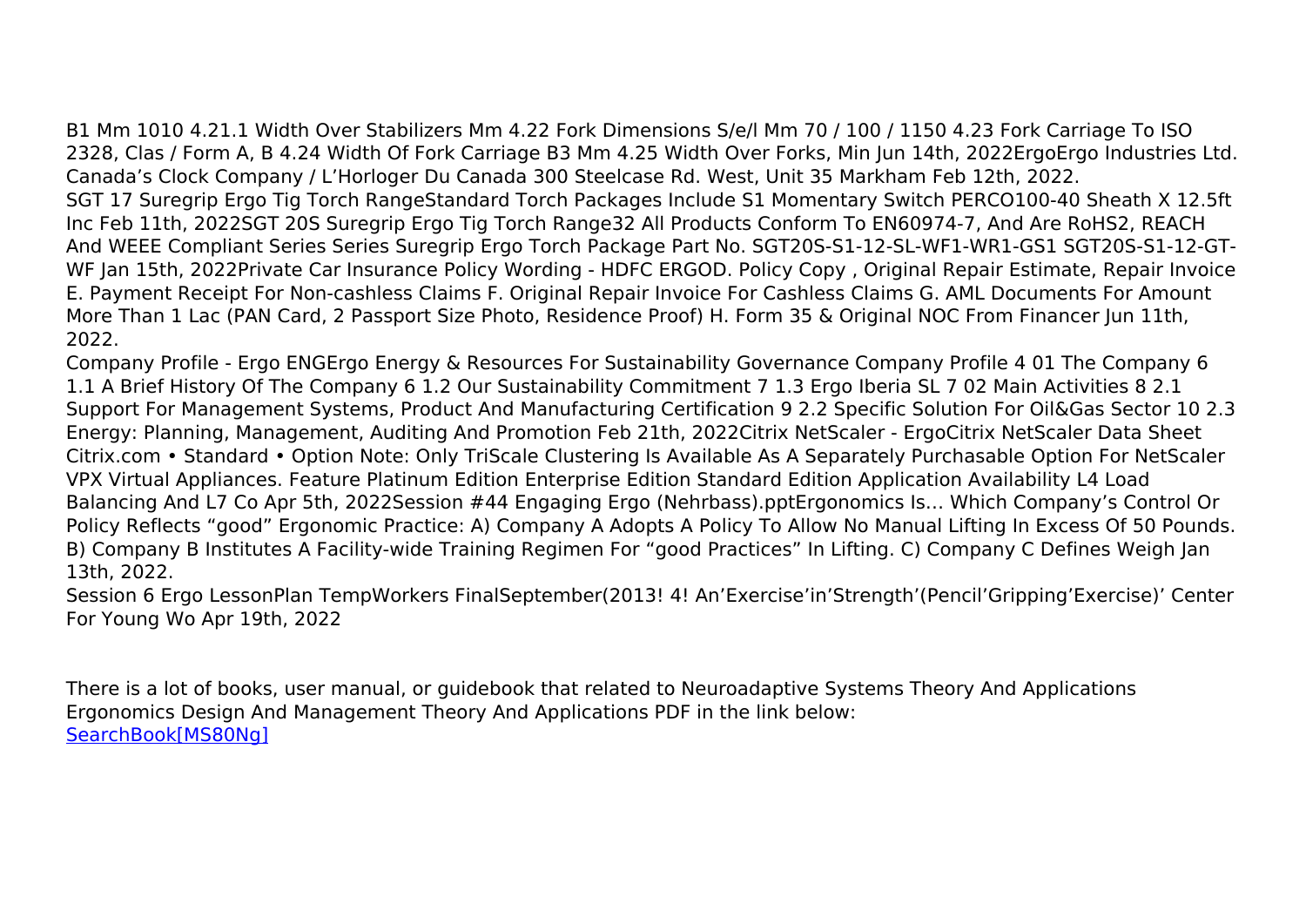B1 Mm 1010 4.21.1 Width Over Stabilizers Mm 4.22 Fork Dimensions S/e/l Mm 70 / 100 / 1150 4.23 Fork Carriage To ISO 2328, Clas / Form A, B 4.24 Width Of Fork Carriage B3 Mm 4.25 Width Over Forks, Min Jun 14th, 2022ErgoErgo Industries Ltd. Canada's Clock Company / L'Horloger Du Canada 300 Steelcase Rd. West, Unit 35 Markham Feb 12th, 2022.
SGT 17 Suregrip Ergo Tig Torch RangeStandard Torch Packages Include S1 Momentary Switch PERCO100-40 Sheath X 12.5ft Inc Feb 11th, 2022SGT 20S Suregrip Ergo Tig Torch Range32 All Products Conform To EN60974-7, And Are RoHS2, REACH And WEEE Compliant Series Series Suregrip Ergo Torch Package Part No. SGT20S-S1-12-SL-WF1-WR1-GS1 SGT20S-S1-12-GT-WF Jan 15th, 2022Private Car Insurance Policy Wording - HDFC ERGOD. Policy Copy , Original Repair Estimate, Repair Invoice E. Payment Receipt For Non-cashless Claims F. Original Repair Invoice For Cashless Claims G. AML Documents For Amount More Than 1 Lac (PAN Card, 2 Passport Size Photo, Residence Proof) H. Form 35 & Original NOC From Financer Jun 11th, 2022.
Company Profile - Ergo ENGErgo Energy & Resources For Sustainability Governance Company Profile 4 01 The Company 6 1.1 A Brief History Of The Company 6 1.2 Our Sustainability Commitment 7 1.3 Ergo Iberia SL 7 02 Main Activities 8 2.1 Support For Management Systems, Product And Manufacturing Certification 9 2.2 Specific Solution For Oil&Gas Sector 10 2.3 Energy: Planning, Management, Auditing And Promotion Feb 21th, 2022Citrix NetScaler - ErgoCitrix NetScaler Data Sheet Citrix.com • Standard • Option Note: Only TriScale Clustering Is Available As A Separately Purchasable Option For NetScaler VPX Virtual Appliances. Feature Platinum Edition Enterprise Edition Standard Edition Application Availability L4 Load Balancing And L7 Co Apr 5th, 2022Session #44 Engaging Ergo (Nehrbass).pptErgonomics Is… Which Company's Control Or Policy Reflects "good" Ergonomic Practice: A) Company A Adopts A Policy To Allow No Manual Lifting In Excess Of 50 Pounds. B) Company B Institutes A Facility-wide Training Regimen For "good Practices" In Lifting. C) Company C Defines Weigh Jan 13th, 2022.
Session 6 Ergo LessonPlan TempWorkers FinalSeptember(2013! 4! An'Exercise'in'Strength'(Pencil'Gripping'Exercise)' Center For Young Wo Apr 19th, 2022

There is a lot of books, user manual, or guidebook that related to Neuroadaptive Systems Theory And Applications Ergonomics Design And Management Theory And Applications PDF in the link below:
[SearchBook[MS80Ng]]